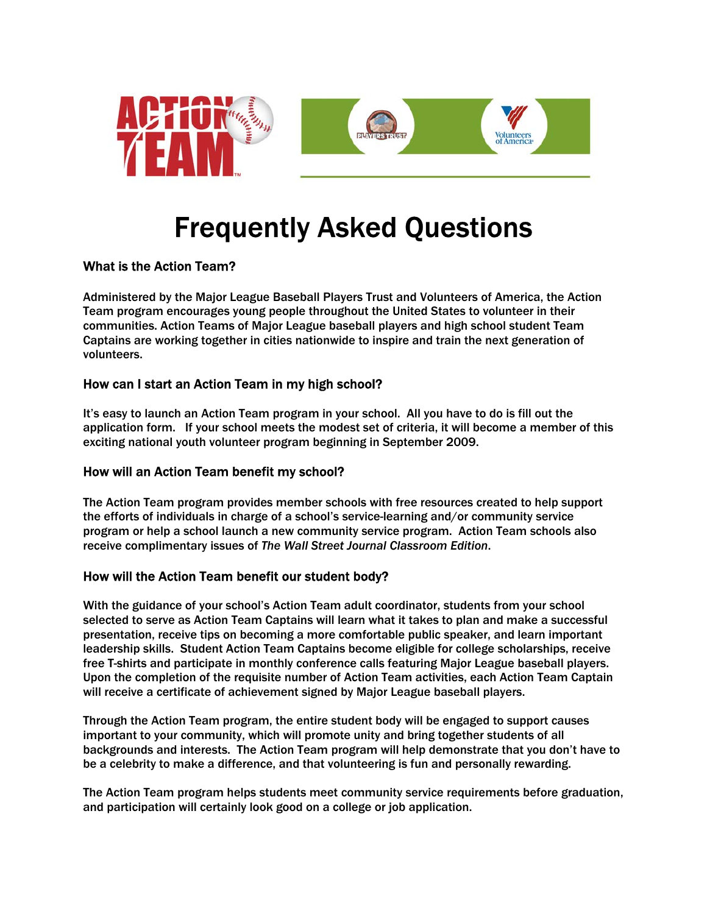# Frequently Asked Questions

### What is the Action Team?

Administered by the Major League Baseball Players Trust and Volunteers of America, the Action Team program encourages young people throughout the United States to volunteer in their communities. Action Teams of Major League baseball players and high school student Team Captains are working together in cities nationwide to inspire and train the next generation of volunteers.

### How can I start an Action Team in my high school?

It's easy to launch an Action Team program in your school. All you have to do is fill out the application form. If your school meets the modest set of criteria, it will become a member of this exciting national youth volunteer program beginning in September 2009.

### How will an Action Team benefit my school?

The Action Team program provides member schools with free resources created to help support the efforts of individuals in charge of a school's service-learning and/or community service program or help a school launch a new community service program. Action Team schools also receive complimentary issues of *The Wall Street Journal Classroom Edition*.

### How will the Action Team benefit our student body?

With the guidance of your school's Action Team adult coordinator, students from your school selected to serve as Action Team Captains will learn what it takes to plan and make a successful presentation, receive tips on becoming a more comfortable public speaker, and learn important leadership skills. Student Action Team Captains become eligible for college scholarships, receive free T-shirts and participate in monthly conference calls featuring Major League baseball players. Upon the completion of the requisite number of Action Team activities, each Action Team Captain will receive a certificate of achievement signed by Major League baseball players.

Through the Action Team program, the entire student body will be engaged to support causes important to your community, which will promote unity and bring together students of all backgrounds and interests. The Action Team program will help demonstrate that you don't have to be a celebrity to make a difference, and that volunteering is fun and personally rewarding.

The Action Team program helps students meet community service requirements before graduation, and participation will certainly look good on a college or job application.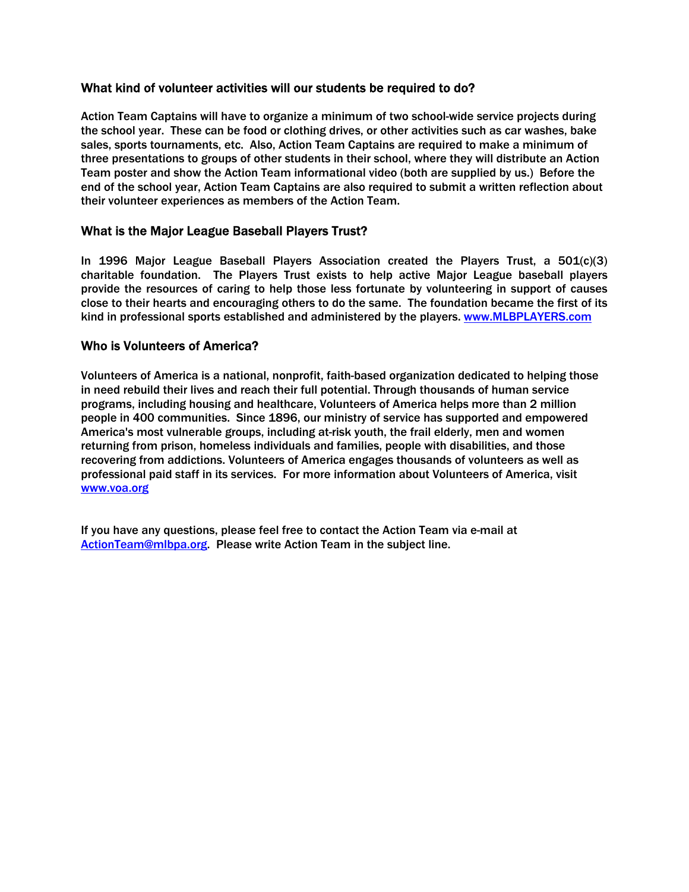### What kind of volunteer activities will our students be required to do?

Action Team Captains will have to organize a minimum of two school-wide service projects during the school year. These can be food or clothing drives, or other activities such as car washes, bake sales, sports tournaments, etc. Also, Action Team Captains are required to make a minimum of three presentations to groups of other students in their school, where they will distribute an Action Team poster and show the Action Team informational video (both are supplied by us.) Before the end of the school year, Action Team Captains are also required to submit a written reflection about their volunteer experiences as members of the Action Team.

### What is the Major League Baseball Players Trust?

In 1996 Major League Baseball Players Association created the Players Trust, a 501(c)(3) charitable foundation. The Players Trust exists to help active Major League baseball players provide the resources of caring to help those less fortunate by volunteering in support of causes close to their hearts and encouraging others to do the same. The foundation became the first of its kind in professional sports established and administered by the players. www.MLBPLAYERS.com

### Who is Volunteers of America?

Volunteers of America is a national, nonprofit, faith-based organization dedicated to helping those in need rebuild their lives and reach their full potential. Through thousands of human service programs, including housing and healthcare, Volunteers of America helps more than 2 million people in 400 communities. Since 1896, our ministry of service has supported and empowered America's most vulnerable groups, including at-risk youth, the frail elderly, men and women returning from prison, homeless individuals and families, people with disabilities, and those recovering from addictions. Volunteers of America engages thousands of volunteers as well as professional paid staff in its services. For more information about Volunteers of America, visit www.voa.org

If you have any questions, please feel free to contact the Action Team via e-mail at ActionTeam@mlbpa.org. Please write Action Team in the subject line.